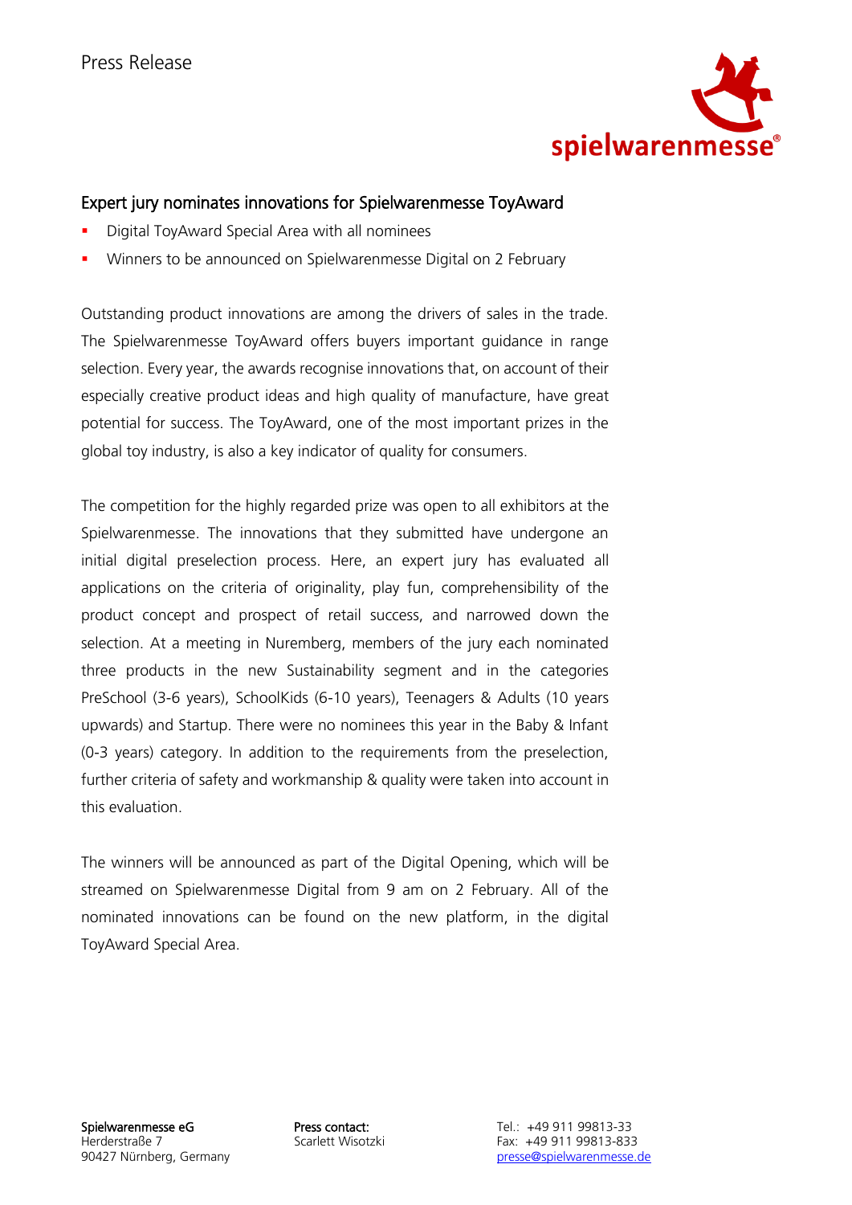Press Release

## Expert jury nominates innovations for Spielwarenmesse ToyAward

- Digital ToyAward Special Area with all nominees
- Winners to be announced on Spielwarenmesse Digital on 2 February

Outstanding product innovations are among the drivers of sales in the trade. The Spielwarenmesse ToyAward offers buyers important guidance in range selection. Every year, the awards recognise innovations that, on account of their especially creative product ideas and high quality of manufacture, have great potential for success. The ToyAward, one of the most important prizes in the global toy industry, is also a key indicator of quality for consumers.

The competition for the highly regarded prize was open to all exhibitors at the Spielwarenmesse. The innovations that they submitted have undergone an initial digital preselection process. Here, an expert jury has evaluated all applications on the criteria of originality, play fun, comprehensibility of the product concept and prospect of retail success, and narrowed down the selection. At a meeting in Nuremberg, members of the jury each nominated three products in the new Sustainability segment and in the categories PreSchool (3-6 years), SchoolKids (6-10 years), Teenagers & Adults (10 years upwards) and Startup. There were no nominees this year in the Baby & Infant (0-3 years) category. In addition to the requirements from the preselection, further criteria of safety and workmanship & quality were taken into account in this evaluation.

The winners will be announced as part of the Digital Opening, which will be streamed on Spielwarenmesse Digital from 9 am on 2 February. All of the nominated innovations can be found on the new platform, in the digital ToyAward Special Area.

**Spielwarenmesse eG**
Herderstraße 7
90427 Nürnberg, Germany

**Press contact:**
Scarlett Wisotzki

Tel.: +49 911 99813-33
Fax: +49 911 99813-833
presse@spielwarenmesse.de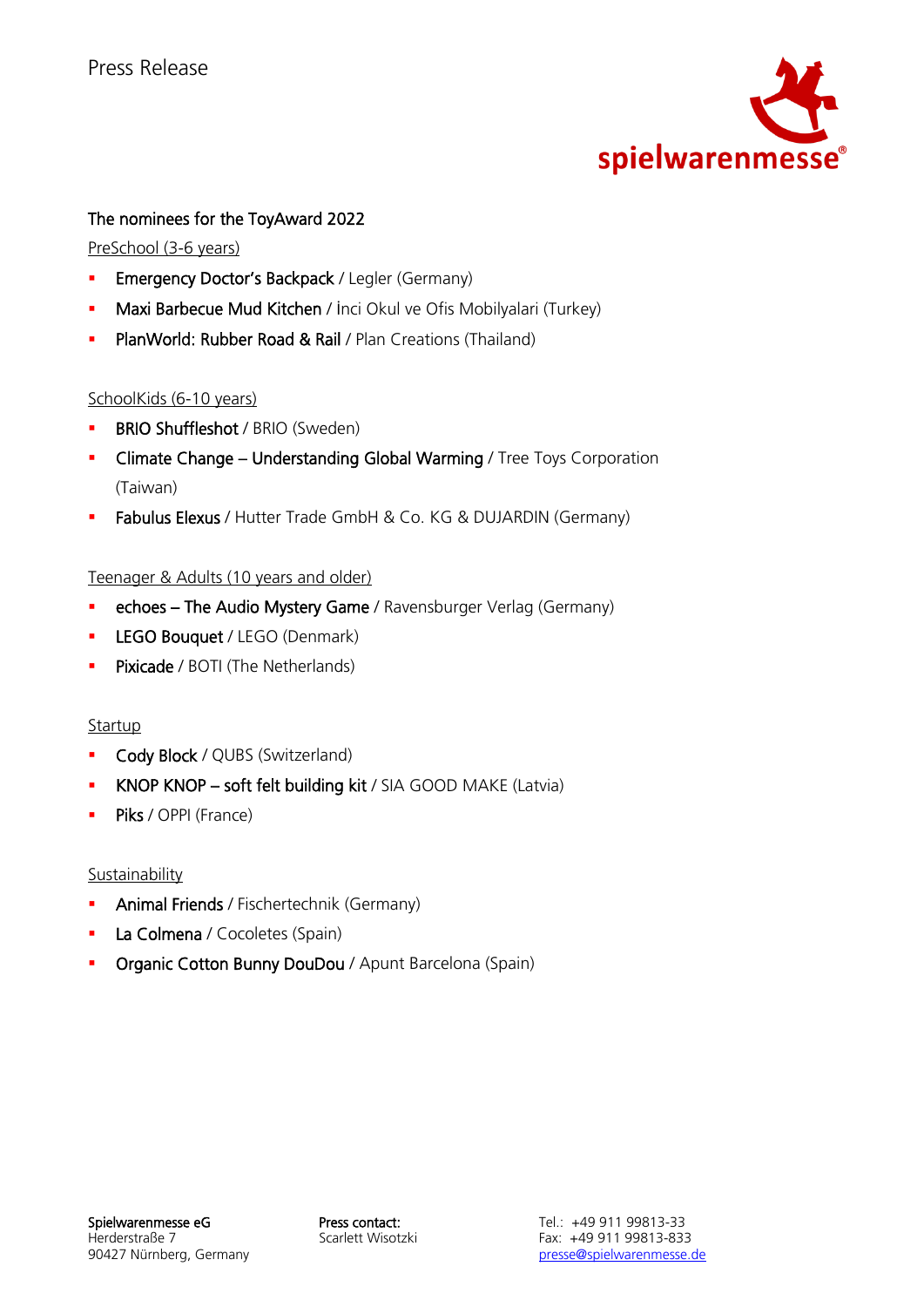Press Release

## The nominees for the ToyAward 2022

PreSchool (3-6 years)

- **Emergency Doctor's Backpack** / Legler (Germany)
- **Maxi Barbecue Mud Kitchen** / İnci Okul ve Ofis Mobilyalari (Turkey)
- **PlanWorld: Rubber Road & Rail** / Plan Creations (Thailand)

SchoolKids (6-10 years)

- **BRIO Shuffleshot** / BRIO (Sweden)
- **Climate Change – Understanding Global Warming** / Tree Toys Corporation (Taiwan)
- **Fabulus Elexus** / Hutter Trade GmbH & Co. KG & DUJARDIN (Germany)

Teenager & Adults (10 years and older)

- **echoes – The Audio Mystery Game** / Ravensburger Verlag (Germany)
- **LEGO Bouquet** / LEGO (Denmark)
- **Pixicade** / BOTI (The Netherlands)

Startup

- **Cody Block** / QUBS (Switzerland)
- **KNOP KNOP – soft felt building kit** / SIA GOOD MAKE (Latvia)
- **Piks** / OPPI (France)

Sustainability

- **Animal Friends** / Fischertechnik (Germany)
- **La Colmena** / Cocoletes (Spain)
- **Organic Cotton Bunny DouDou** / Apunt Barcelona (Spain)

**Spielwarenmesse eG**
Herderstraße 7
90427 Nürnberg, Germany

**Press contact:**
Scarlett Wisotzki

Tel.: +49 911 99813-33
Fax: +49 911 99813-833
presse@spielwarenmesse.de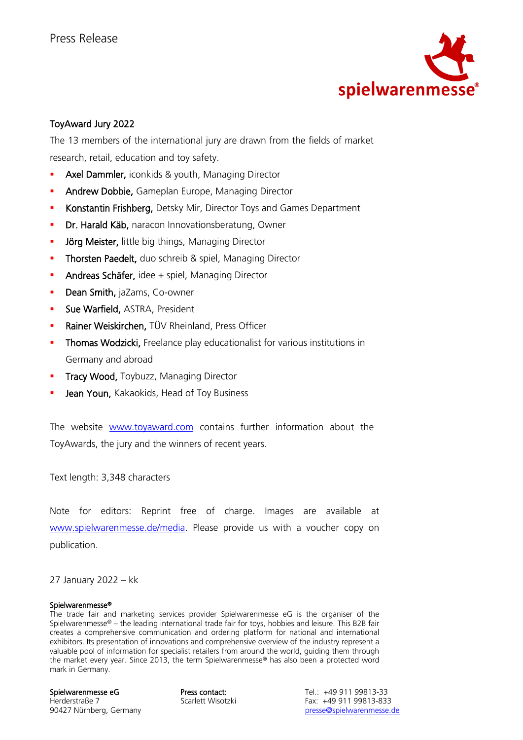## ToyAward Jury 2022

The 13 members of the international jury are drawn from the fields of market research, retail, education and toy safety.

- **Axel Dammler,** iconkids & youth, Managing Director
- **Andrew Dobbie,** Gameplan Europe, Managing Director
- **Konstantin Frishberg,** Detsky Mir, Director Toys and Games Department
- **Dr. Harald Käb,** naracon Innovationsberatung, Owner
- **Jörg Meister,** little big things, Managing Director
- **Thorsten Paedelt,** duo schreib & spiel, Managing Director
- **Andreas Schäfer,** idee + spiel, Managing Director
- **Dean Smith,** jaZams, Co-owner
- **Sue Warfield,** ASTRA, President
- **Rainer Weiskirchen,** TÜV Rheinland, Press Officer
- **Thomas Wodzicki,** Freelance play educationalist for various institutions in Germany and abroad
- **Tracy Wood,** Toybuzz, Managing Director
- **Jean Youn,** Kakaokids, Head of Toy Business

The website www.toyaward.com contains further information about the ToyAwards, the jury and the winners of recent years.

Text length: 3,348 characters

Note for editors: Reprint free of charge. Images are available at www.spielwarenmesse.de/media. Please provide us with a voucher copy on publication.

27 January 2022 – kk

**Spielwarenmesse®**
The trade fair and marketing services provider Spielwarenmesse eG is the organiser of the Spielwarenmesse® – the leading international trade fair for toys, hobbies and leisure. This B2B fair creates a comprehensive communication and ordering platform for national and international exhibitors. Its presentation of innovations and comprehensive overview of the industry represent a valuable pool of information for specialist retailers from around the world, guiding them through the market every year. Since 2013, the term Spielwarenmesse® has also been a protected word mark in Germany.

**Spielwarenmesse eG**
Herderstraße 7
90427 Nürnberg, Germany

**Press contact:**
Scarlett Wisotzki

Tel.: +49 911 99813-33
Fax: +49 911 99813-833
presse@spielwarenmesse.de